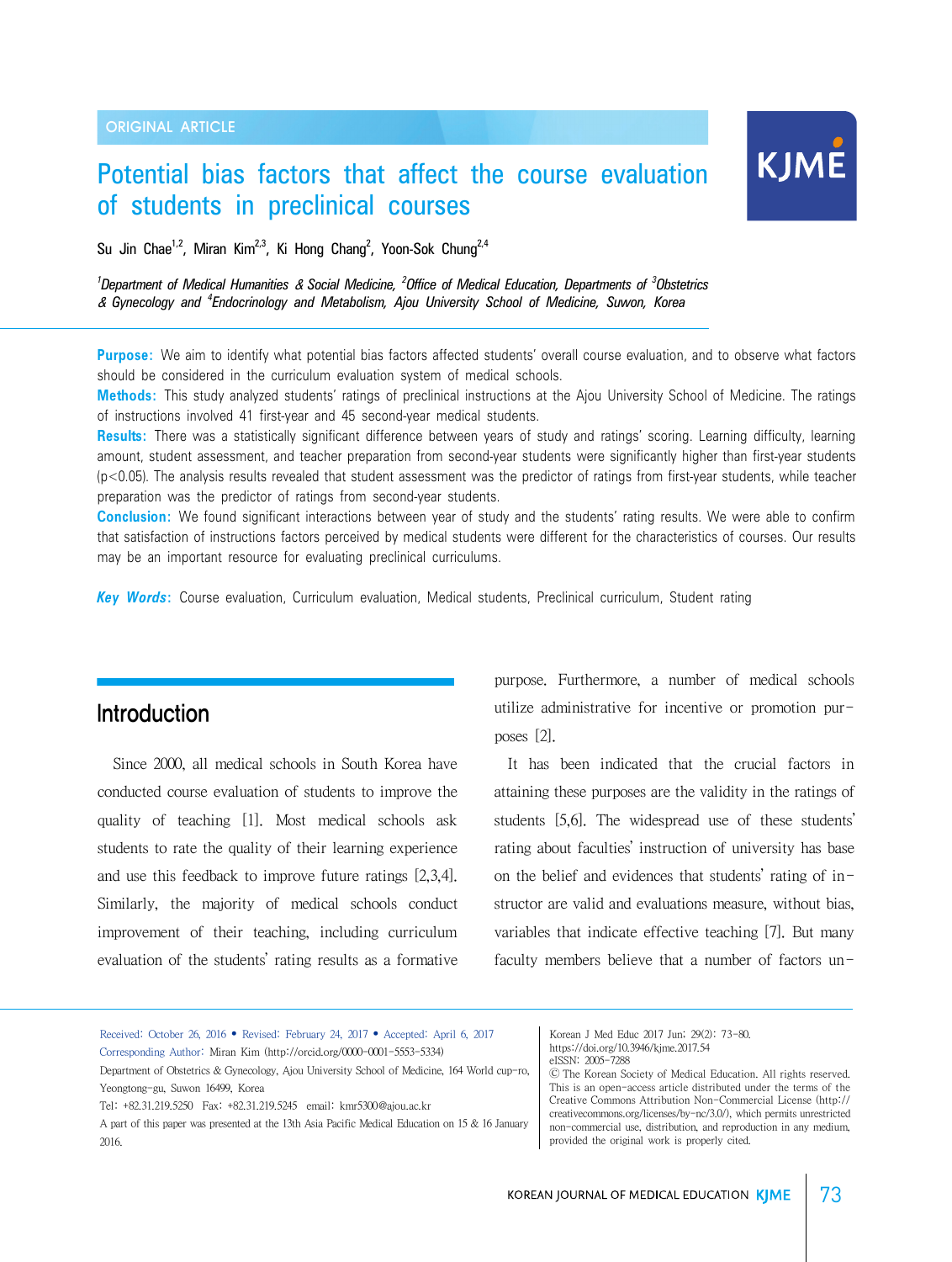ORIGINAL ARTICLE

# Potential bias factors that affect the course evaluation of students in preclinical courses

Su Jin Chae[1,2], Miran Kim[2,3], Ki Hong Chang[2], Yoon-Sok Chung[2,4]

*[1]Department of Medical Humanities & Social Medicine, [2]Office of Medical Education, Departments of [3]Obstetrics & Gynecology and [4]Endocrinology and Metabolism, Ajou University School of Medicine, Suwon, Korea*

**Purpose:** We aim to identify what potential bias factors affected students' overall course evaluation, and to observe what factors should be considered in the curriculum evaluation system of medical schools.

**Methods:** This study analyzed students' ratings of preclinical instructions at the Ajou University School of Medicine. The ratings of instructions involved 41 first-year and 45 second-year medical students.

**Results:** There was a statistically significant difference between years of study and ratings' scoring. Learning difficulty, learning amount, student assessment, and teacher preparation from second-year students were significantly higher than first-year students ($p<0.05$). The analysis results revealed that student assessment was the predictor of ratings from first-year students, while teacher preparation was the predictor of ratings from second-year students.

**Conclusion:** We found significant interactions between year of study and the students' rating results. We were able to confirm that satisfaction of instructions factors perceived by medical students were different for the characteristics of courses. Our results may be an important resource for evaluating preclinical curriculums.

***Key Words*:** Course evaluation, Curriculum evaluation, Medical students, Preclinical curriculum, Student rating

## Introduction

Since 2000, all medical schools in South Korea have conducted course evaluation of students to improve the quality of teaching [1]. Most medical schools ask students to rate the quality of their learning experience and use this feedback to improve future ratings [2,3,4]. Similarly, the majority of medical schools conduct improvement of their teaching, including curriculum evaluation of the students' rating results as a formative purpose. Furthermore, a number of medical schools utilize administrative for incentive or promotion purposes [2].

It has been indicated that the crucial factors in attaining these purposes are the validity in the ratings of students [5,6]. The widespread use of these students' rating about faculties' instruction of university has base on the belief and evidences that students' rating of instructor are valid and evaluations measure, without bias, variables that indicate effective teaching [7]. But many faculty members believe that a number of factors un-

Received: October 26, 2016 • Revised: February 24, 2017 • Accepted: April 6, 2017
Corresponding Author: Miran Kim (http://orcid.org/0000-0001-5553-5334)
Department of Obstetrics & Gynecology, Ajou University School of Medicine, 164 World cup-ro, Yeongtong-gu, Suwon 16499, Korea
Tel: +82.31.219.5250 Fax: +82.31.219.5245 email: kmr5300@ajou.ac.kr
A part of this paper was presented at the 13th Asia Pacific Medical Education on 15 & 16 January 2016.

Korean J Med Educ 2017 Jun; 29(2): 73-80.
https://doi.org/10.3946/kjme.2017.54
eISSN: 2005-7288
© The Korean Society of Medical Education. All rights reserved.
This is an open-access article distributed under the terms of the Creative Commons Attribution Non-Commercial License (http://creativecommons.org/licenses/by-nc/3.0/), which permits unrestricted non-commercial use, distribution, and reproduction in any medium, provided the original work is properly cited.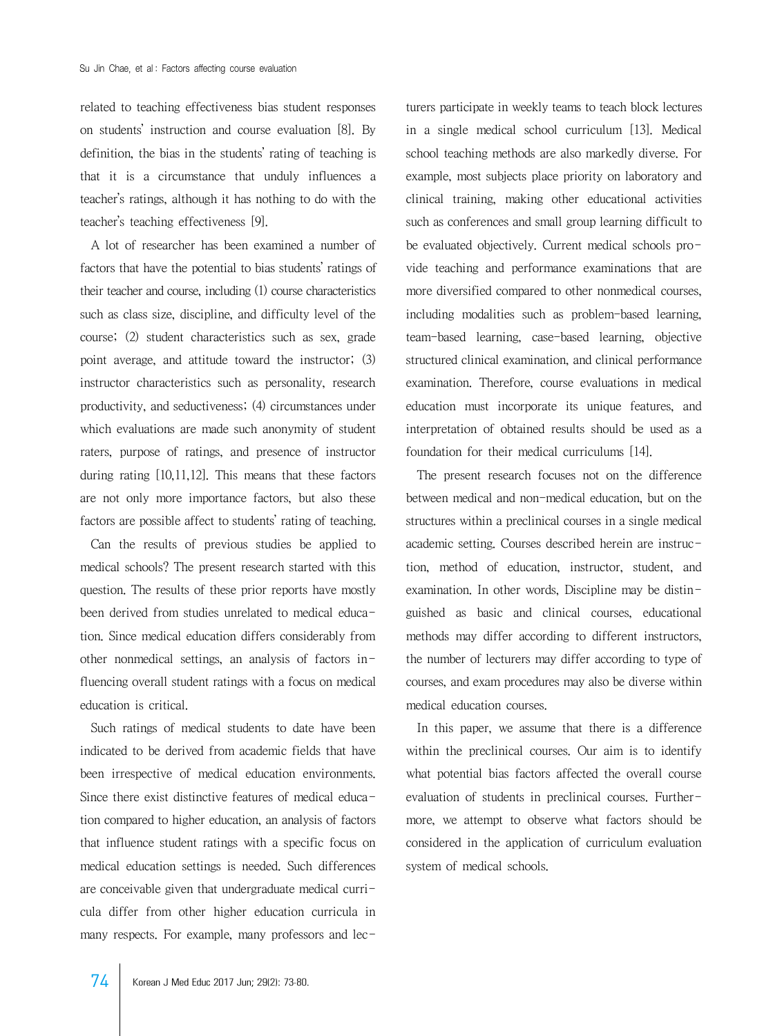related to teaching effectiveness bias student responses on students' instruction and course evaluation [8]. By definition, the bias in the students' rating of teaching is that it is a circumstance that unduly influences a teacher's ratings, although it has nothing to do with the teacher's teaching effectiveness [9].

A lot of researcher has been examined a number of factors that have the potential to bias students' ratings of their teacher and course, including (1) course characteristics such as class size, discipline, and difficulty level of the course; (2) student characteristics such as sex, grade point average, and attitude toward the instructor; (3) instructor characteristics such as personality, research productivity, and seductiveness; (4) circumstances under which evaluations are made such anonymity of student raters, purpose of ratings, and presence of instructor during rating [10,11,12]. This means that these factors are not only more importance factors, but also these factors are possible affect to students' rating of teaching.

Can the results of previous studies be applied to medical schools? The present research started with this question. The results of these prior reports have mostly been derived from studies unrelated to medical education. Since medical education differs considerably from other nonmedical settings, an analysis of factors influencing overall student ratings with a focus on medical education is critical.

Such ratings of medical students to date have been indicated to be derived from academic fields that have been irrespective of medical education environments. Since there exist distinctive features of medical education compared to higher education, an analysis of factors that influence student ratings with a specific focus on medical education settings is needed. Such differences are conceivable given that undergraduate medical curricula differ from other higher education curricula in many respects. For example, many professors and lecturers participate in weekly teams to teach block lectures in a single medical school curriculum [13]. Medical school teaching methods are also markedly diverse. For example, most subjects place priority on laboratory and clinical training, making other educational activities such as conferences and small group learning difficult to be evaluated objectively. Current medical schools provide teaching and performance examinations that are more diversified compared to other nonmedical courses, including modalities such as problem-based learning, team-based learning, case-based learning, objective structured clinical examination, and clinical performance examination. Therefore, course evaluations in medical education must incorporate its unique features, and interpretation of obtained results should be used as a foundation for their medical curriculums [14].

The present research focuses not on the difference between medical and non-medical education, but on the structures within a preclinical courses in a single medical academic setting. Courses described herein are instruction, method of education, instructor, student, and examination. In other words, Discipline may be distinguished as basic and clinical courses, educational methods may differ according to different instructors, the number of lecturers may differ according to type of courses, and exam procedures may also be diverse within medical education courses.

In this paper, we assume that there is a difference within the preclinical courses. Our aim is to identify what potential bias factors affected the overall course evaluation of students in preclinical courses. Furthermore, we attempt to observe what factors should be considered in the application of curriculum evaluation system of medical schools.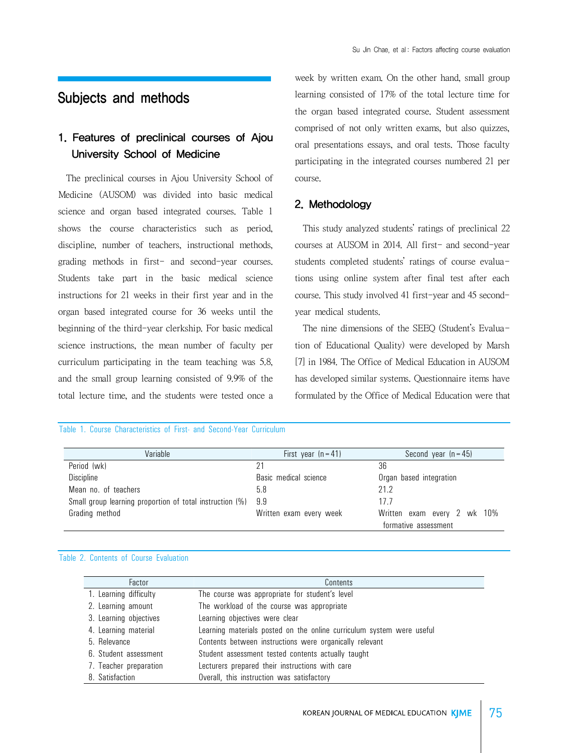## Subjects and methods

### 1. Features of preclinical courses of Ajou University School of Medicine

The preclinical courses in Ajou University School of Medicine (AUSOM) was divided into basic medical science and organ based integrated courses. Table 1 shows the course characteristics such as period, discipline, number of teachers, instructional methods, grading methods in first- and second-year courses. Students take part in the basic medical science instructions for 21 weeks in their first year and in the organ based integrated course for 36 weeks until the beginning of the third-year clerkship. For basic medical science instructions, the mean number of faculty per curriculum participating in the team teaching was 5.8, and the small group learning consisted of 9.9% of the total lecture time, and the students were tested once a week by written exam. On the other hand, small group learning consisted of 17% of the total lecture time for the organ based integrated course. Student assessment comprised of not only written exams, but also quizzes, oral presentations essays, and oral tests. Those faculty participating in the integrated courses numbered 21 per course.

### 2. Methodology

This study analyzed students' ratings of preclinical 22 courses at AUSOM in 2014. All first- and second-year students completed students' ratings of course evaluations using online system after final test after each course. This study involved 41 first-year and 45 second-year medical students.

The nine dimensions of the SEEQ (Student's Evaluation of Educational Quality) were developed by Marsh [7] in 1984. The Office of Medical Education in AUSOM has developed similar systems. Questionnaire items have formulated by the Office of Medical Education were that

Table 1. Course Characteristics of First- and Second-Year Curriculum

| Variable | First year (n=41) | Second year (n=45) |
|---|---|---|
| Period (wk) | 21 | 36 |
| Discipline | Basic medical science | Organ based integration |
| Mean no. of teachers | 5.8 | 21.2 |
| Small group learning proportion of total instruction (%) | 9.9 | 17.7 |
| Grading method | Written exam every week | Written exam every 2 wk 10% formative assessment |

Table 2. Contents of Course Evaluation

| Factor | Contents |
|---|---|
| 1. Learning difficulty | The course was appropriate for student's level |
| 2. Learning amount | The workload of the course was appropriate |
| 3. Learning objectives | Learning objectives were clear |
| 4. Learning material | Learning materials posted on the online curriculum system were useful |
| 5. Relevance | Contents between instructions were organically relevant |
| 6. Student assessment | Student assessment tested contents actually taught |
| 7. Teacher preparation | Lecturers prepared their instructions with care |
| 8. Satisfaction | Overall, this instruction was satisfactory |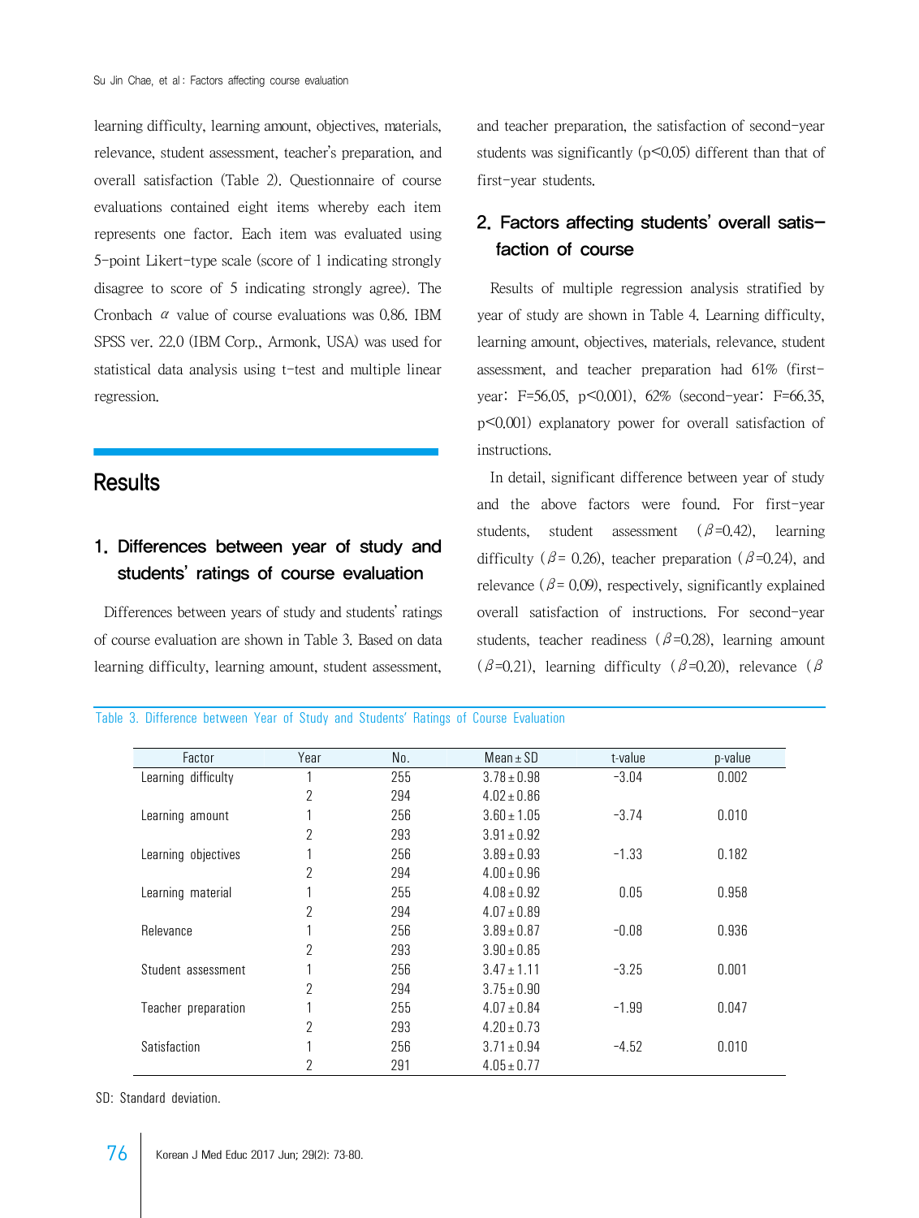learning difficulty, learning amount, objectives, materials, relevance, student assessment, teacher's preparation, and overall satisfaction (Table 2). Questionnaire of course evaluations contained eight items whereby each item represents one factor. Each item was evaluated using 5-point Likert-type scale (score of 1 indicating strongly disagree to score of 5 indicating strongly agree). The Cronbach $\alpha$ value of course evaluations was 0.86. IBM SPSS ver. 22.0 (IBM Corp., Armonk, USA) was used for statistical data analysis using t-test and multiple linear regression.

# Results

## 1. Differences between year of study and students' ratings of course evaluation

Differences between years of study and students' ratings of course evaluation are shown in Table 3. Based on data learning difficulty, learning amount, student assessment, and teacher preparation, the satisfaction of second-year students was significantly ($p<0.05$) different than that of first-year students.

## 2. Factors affecting students' overall satisfaction of course

Results of multiple regression analysis stratified by year of study are shown in Table 4. Learning difficulty, learning amount, objectives, materials, relevance, student assessment, and teacher preparation had 61% (first-year: $F=56.05$, $p<0.001$), 62% (second-year: $F=66.35$, $p<0.001$) explanatory power for overall satisfaction of instructions.

In detail, significant difference between year of study and the above factors were found. For first-year students, student assessment ($\beta$=0.42), learning difficulty ($\beta$= 0.26), teacher preparation ($\beta$=0.24), and relevance ($\beta$= 0.09), respectively, significantly explained overall satisfaction of instructions. For second-year students, teacher readiness ($\beta$=0.28), learning amount ($\beta$=0.21), learning difficulty ($\beta$=0.20), relevance ($\beta$

Table 3. Difference between Year of Study and Students' Ratings of Course Evaluation

| Factor | Year | No. | Mean±SD | t-value | p-value |
|---|---|---|---|---|---|
| Learning difficulty | 1 | 255 | 3.78±0.98 | -3.04 | 0.002 |
| | 2 | 294 | 4.02±0.86 | | |
| Learning amount | 1 | 256 | 3.60±1.05 | -3.74 | 0.010 |
| | 2 | 293 | 3.91±0.92 | | |
| Learning objectives | 1 | 256 | 3.89±0.93 | -1.33 | 0.182 |
| | 2 | 294 | 4.00±0.96 | | |
| Learning material | 1 | 255 | 4.08±0.92 | 0.05 | 0.958 |
| | 2 | 294 | 4.07±0.89 | | |
| Relevance | 1 | 256 | 3.89±0.87 | -0.08 | 0.936 |
| | 2 | 293 | 3.90±0.85 | | |
| Student assessment | 1 | 256 | 3.47±1.11 | -3.25 | 0.001 |
| | 2 | 294 | 3.75±0.90 | | |
| Teacher preparation | 1 | 255 | 4.07±0.84 | -1.99 | 0.047 |
| | 2 | 293 | 4.20±0.73 | | |
| Satisfaction | 1 | 256 | 3.71±0.94 | -4.52 | 0.010 |
| | 2 | 291 | 4.05±0.77 | | |

SD: Standard deviation.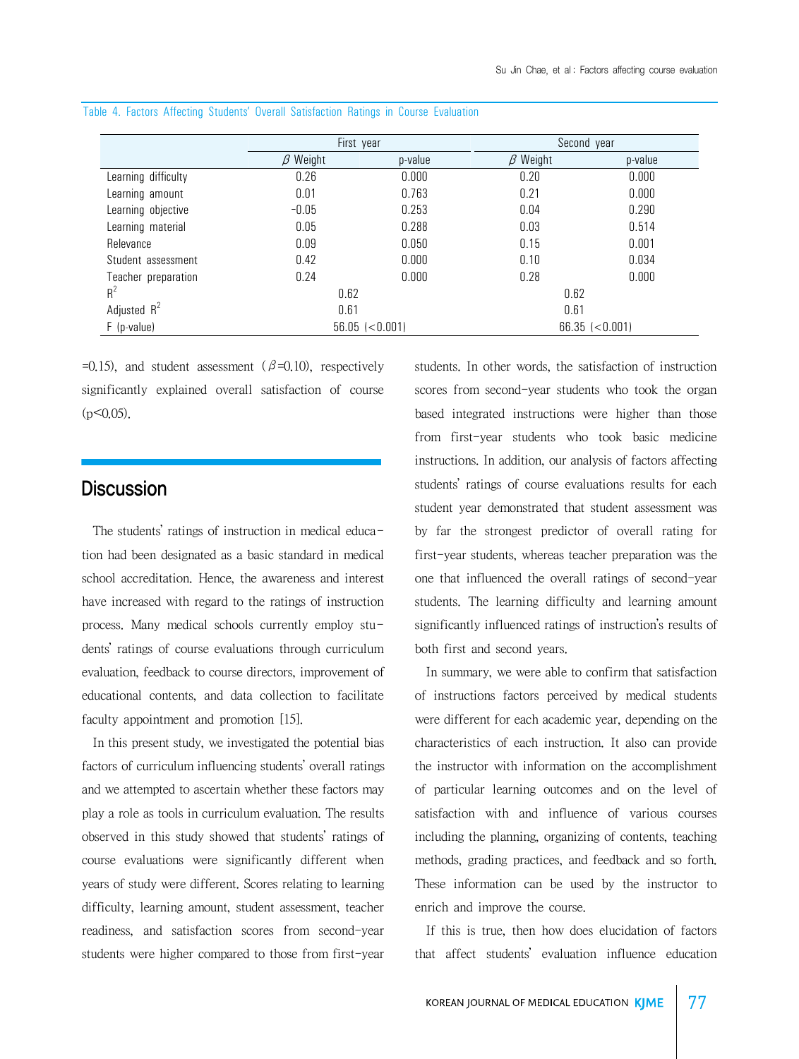Table 4. Factors Affecting Students' Overall Satisfaction Ratings in Course Evaluation

| | First year | | Second year | |
|---|---|---|---|---|
| | β Weight | p-value | β Weight | p-value |
| Learning difficulty | 0.26 | 0.000 | 0.20 | 0.000 |
| Learning amount | 0.01 | 0.763 | 0.21 | 0.000 |
| Learning objective | -0.05 | 0.253 | 0.04 | 0.290 |
| Learning material | 0.05 | 0.288 | 0.03 | 0.514 |
| Relevance | 0.09 | 0.050 | 0.15 | 0.001 |
| Student assessment | 0.42 | 0.000 | 0.10 | 0.034 |
| Teacher preparation | 0.24 | 0.000 | 0.28 | 0.000 |
| $R^2$ | 0.62 | | 0.62 | |
| Adjusted $R^2$ | 0.61 | | 0.61 | |
| F (p-value) | 56.05 (<0.001) | | 66.35 (<0.001) | |

=0.15), and student assessment ($\beta$=0.10), respectively significantly explained overall satisfaction of course ($p<0.05$).

## Discussion

The students' ratings of instruction in medical education had been designated as a basic standard in medical school accreditation. Hence, the awareness and interest have increased with regard to the ratings of instruction process. Many medical schools currently employ students' ratings of course evaluations through curriculum evaluation, feedback to course directors, improvement of educational contents, and data collection to facilitate faculty appointment and promotion [15].

In this present study, we investigated the potential bias factors of curriculum influencing students' overall ratings and we attempted to ascertain whether these factors may play a role as tools in curriculum evaluation. The results observed in this study showed that students' ratings of course evaluations were significantly different when years of study were different. Scores relating to learning difficulty, learning amount, student assessment, teacher readiness, and satisfaction scores from second-year students were higher compared to those from first-year students. In other words, the satisfaction of instruction scores from second-year students who took the organ based integrated instructions were higher than those from first-year students who took basic medicine instructions. In addition, our analysis of factors affecting students' ratings of course evaluations results for each student year demonstrated that student assessment was by far the strongest predictor of overall rating for first-year students, whereas teacher preparation was the one that influenced the overall ratings of second-year students. The learning difficulty and learning amount significantly influenced ratings of instruction's results of both first and second years.

In summary, we were able to confirm that satisfaction of instructions factors perceived by medical students were different for each academic year, depending on the characteristics of each instruction. It also can provide the instructor with information on the accomplishment of particular learning outcomes and on the level of satisfaction with and influence of various courses including the planning, organizing of contents, teaching methods, grading practices, and feedback and so forth. These information can be used by the instructor to enrich and improve the course.

If this is true, then how does elucidation of factors that affect students' evaluation influence education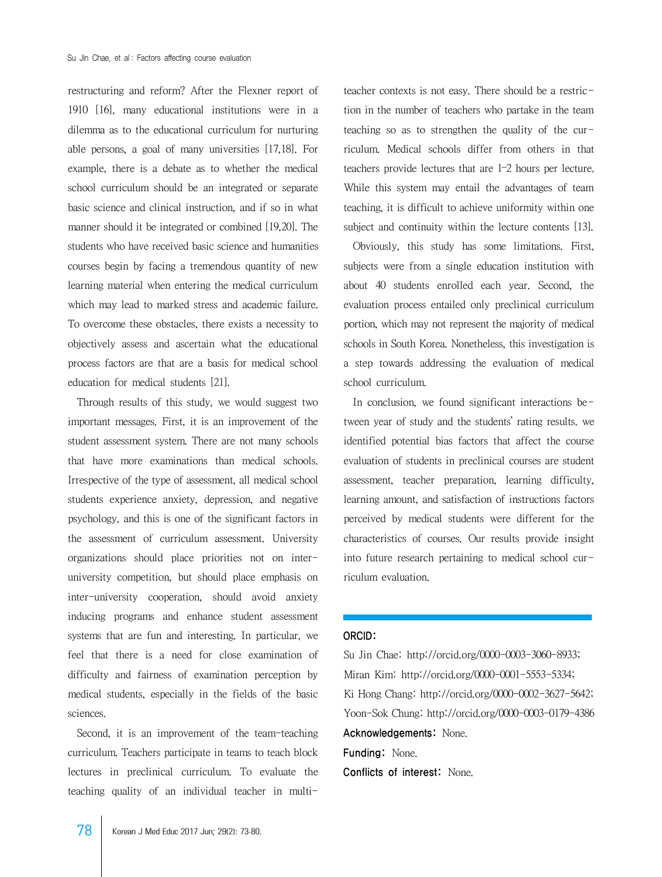restructuring and reform? After the Flexner report of 1910 [16], many educational institutions were in a dilemma as to the educational curriculum for nurturing able persons, a goal of many universities [17,18]. For example, there is a debate as to whether the medical school curriculum should be an integrated or separate basic science and clinical instruction, and if so in what manner should it be integrated or combined [19,20]. The students who have received basic science and humanities courses begin by facing a tremendous quantity of new learning material when entering the medical curriculum which may lead to marked stress and academic failure. To overcome these obstacles, there exists a necessity to objectively assess and ascertain what the educational process factors are that are a basis for medical school education for medical students [21].

Through results of this study, we would suggest two important messages. First, it is an improvement of the student assessment system. There are not many schools that have more examinations than medical schools. Irrespective of the type of assessment, all medical school students experience anxiety, depression, and negative psychology, and this is one of the significant factors in the assessment of curriculum assessment. University organizations should place priorities not on inter-university competition, but should place emphasis on inter-university cooperation, should avoid anxiety inducing programs and enhance student assessment systems that are fun and interesting. In particular, we feel that there is a need for close examination of difficulty and fairness of examination perception by medical students, especially in the fields of the basic sciences.

Second, it is an improvement of the team-teaching curriculum. Teachers participate in teams to teach block lectures in preclinical curriculum. To evaluate the teaching quality of an individual teacher in multi-teacher contexts is not easy. There should be a restriction in the number of teachers who partake in the team teaching so as to strengthen the quality of the curriculum. Medical schools differ from others in that teachers provide lectures that are 1-2 hours per lecture. While this system may entail the advantages of team teaching, it is difficult to achieve uniformity within one subject and continuity within the lecture contents [13].

Obviously, this study has some limitations. First, subjects were from a single education institution with about 40 students enrolled each year. Second, the evaluation process entailed only preclinical curriculum portion, which may not represent the majority of medical schools in South Korea. Nonetheless, this investigation is a step towards addressing the evaluation of medical school curriculum.

In conclusion, we found significant interactions between year of study and the students' rating results. we identified potential bias factors that affect the course evaluation of students in preclinical courses are student assessment, teacher preparation, learning difficulty, learning amount, and satisfaction of instructions factors perceived by medical students were different for the characteristics of courses. Our results provide insight into future research pertaining to medical school curriculum evaluation.

**ORCID:**
Su Jin Chae: http://orcid.org/0000-0003-3060-8933;
Miran Kim: http://orcid.org/0000-0001-5553-5334;
Ki Hong Chang: http://orcid.org/0000-0002-3627-5642;
Yoon-Sok Chung: http://orcid.org/0000-0003-0179-4386

**Acknowledgements:** None.

**Funding:** None.

**Conflicts of interest:** None.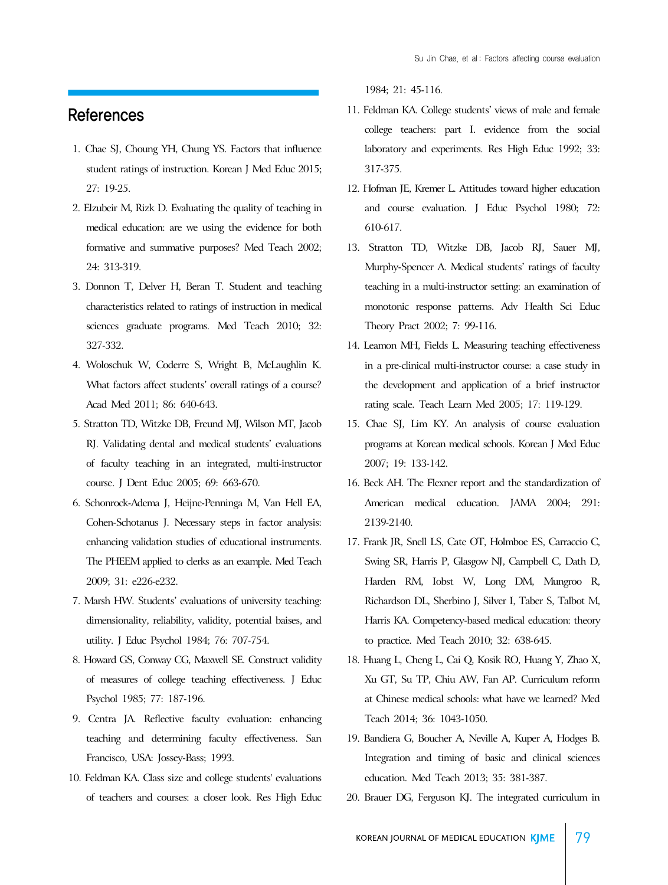## References

1. Chae SJ, Choung YH, Chung YS. Factors that influence student ratings of instruction. Korean J Med Educ 2015; 27: 19-25.
2. Elzubeir M, Rizk D. Evaluating the quality of teaching in medical education: are we using the evidence for both formative and summative purposes? Med Teach 2002; 24: 313-319.
3. Donnon T, Delver H, Beran T. Student and teaching characteristics related to ratings of instruction in medical sciences graduate programs. Med Teach 2010; 32: 327-332.
4. Woloschuk W, Coderre S, Wright B, McLaughlin K. What factors affect students' overall ratings of a course? Acad Med 2011; 86: 640-643.
5. Stratton TD, Witzke DB, Freund MJ, Wilson MT, Jacob RJ. Validating dental and medical students' evaluations of faculty teaching in an integrated, multi-instructor course. J Dent Educ 2005; 69: 663-670.
6. Schonrock-Adema J, Heijne-Penninga M, Van Hell EA, Cohen-Schotanus J. Necessary steps in factor analysis: enhancing validation studies of educational instruments. The PHEEM applied to clerks as an example. Med Teach 2009; 31: e226-e232.
7. Marsh HW. Students' evaluations of university teaching: dimensionality, reliability, validity, potential baises, and utility. J Educ Psychol 1984; 76: 707-754.
8. Howard GS, Conway CG, Maxwell SE. Construct validity of measures of college teaching effectiveness. J Educ Psychol 1985; 77: 187-196.
9. Centra JA. Reflective faculty evaluation: enhancing teaching and determining faculty effectiveness. San Francisco, USA: Jossey-Bass; 1993.
10. Feldman KA. Class size and college students' evaluations of teachers and courses: a closer look. Res High Educ 1984; 21: 45-116.
11. Feldman KA. College students' views of male and female college teachers: part I. evidence from the social laboratory and experiments. Res High Educ 1992; 33: 317-375.
12. Hofman JE, Kremer L. Attitudes toward higher education and course evaluation. J Educ Psychol 1980; 72: 610-617.
13. Stratton TD, Witzke DB, Jacob RJ, Sauer MJ, Murphy-Spencer A. Medical students' ratings of faculty teaching in a multi-instructor setting: an examination of monotonic response patterns. Adv Health Sci Educ Theory Pract 2002; 7: 99-116.
14. Leamon MH, Fields L. Measuring teaching effectiveness in a pre-clinical multi-instructor course: a case study in the development and application of a brief instructor rating scale. Teach Learn Med 2005; 17: 119-129.
15. Chae SJ, Lim KY. An analysis of course evaluation programs at Korean medical schools. Korean J Med Educ 2007; 19: 133-142.
16. Beck AH. The Flexner report and the standardization of American medical education. JAMA 2004; 291: 2139-2140.
17. Frank JR, Snell LS, Cate OT, Holmboe ES, Carraccio C, Swing SR, Harris P, Glasgow NJ, Campbell C, Dath D, Harden RM, Iobst W, Long DM, Mungroo R, Richardson DL, Sherbino J, Silver I, Taber S, Talbot M, Harris KA. Competency-based medical education: theory to practice. Med Teach 2010; 32: 638-645.
18. Huang L, Cheng L, Cai Q, Kosik RO, Huang Y, Zhao X, Xu GT, Su TP, Chiu AW, Fan AP. Curriculum reform at Chinese medical schools: what have we learned? Med Teach 2014; 36: 1043-1050.
19. Bandiera G, Boucher A, Neville A, Kuper A, Hodges B. Integration and timing of basic and clinical sciences education. Med Teach 2013; 35: 381-387.
20. Brauer DG, Ferguson KJ. The integrated curriculum in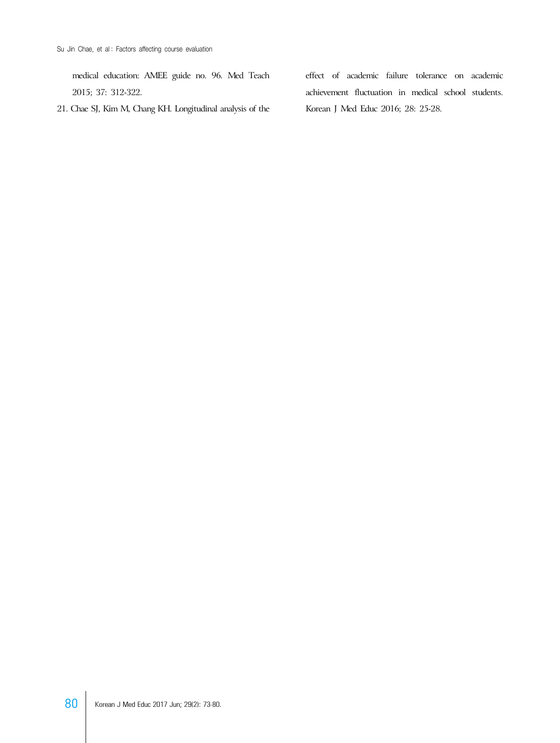medical education: AMEE guide no. 96. Med Teach 2015; 37: 312-322.

21. Chae SJ, Kim M, Chang KH. Longitudinal analysis of the effect of academic failure tolerance on academic achievement fluctuation in medical school students. Korean J Med Educ 2016; 28: 25-28.